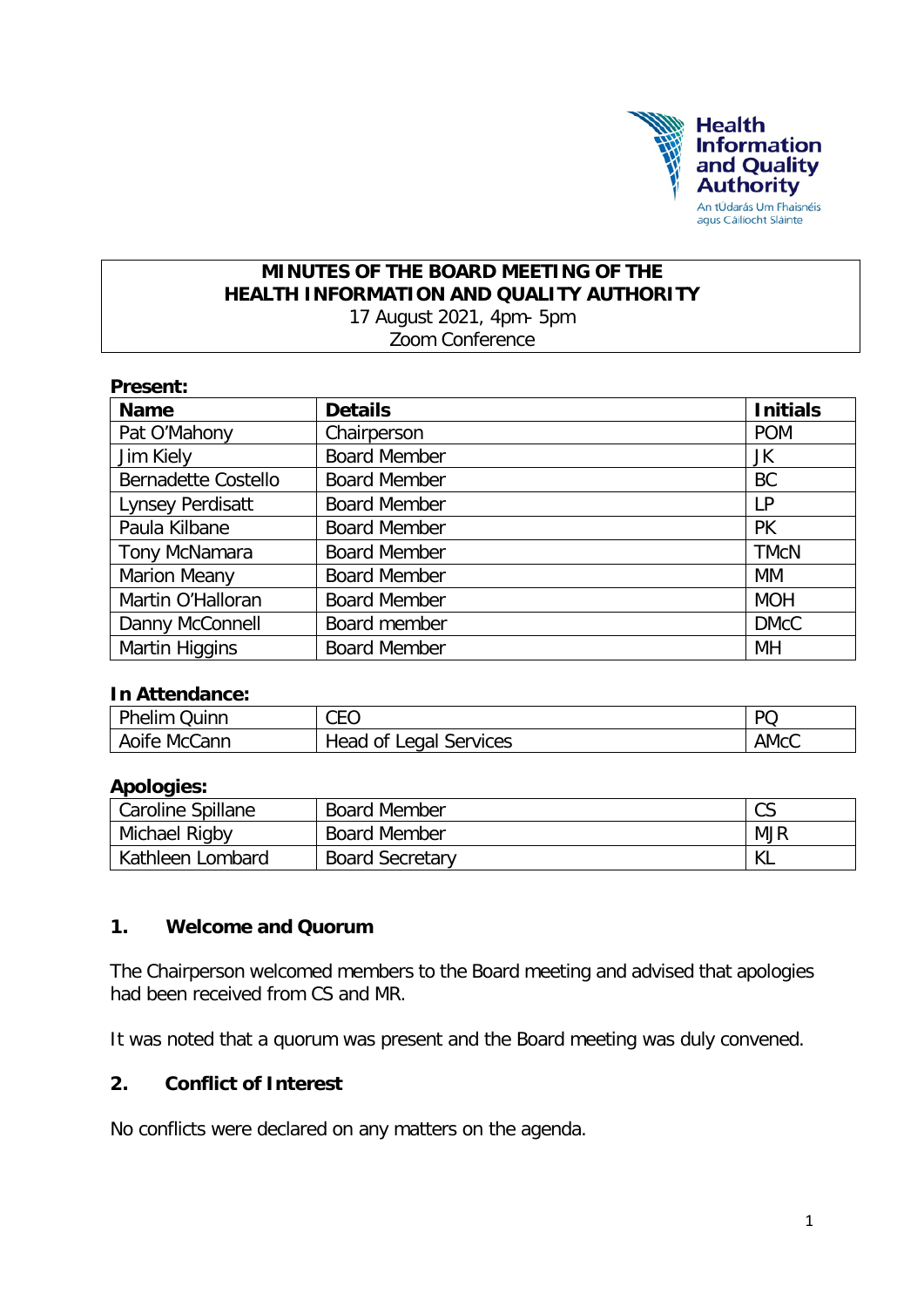# MINUTES OF THE BOARD MEETING OF THE HEALTH INFORMATION AND QUALITY AUTHORITY

17 August 2021, 4pm- 5pm
Zoom Conference

**Present:**

| Name | Details | Initials |
|---|---|---|
| Pat O'Mahony | Chairperson | POM |
| Jim Kiely | Board Member | JK |
| Bernadette Costello | Board Member | BC |
| Lynsey Perdisatt | Board Member | LP |
| Paula Kilbane | Board Member | PK |
| Tony McNamara | Board Member | TMcN |
| Marion Meany | Board Member | MM |
| Martin O'Halloran | Board Member | MOH |
| Danny McConnell | Board member | DMcC |
| Martin Higgins | Board Member | MH |

**In Attendance:**

| | | |
|---|---|---|
| Phelim Quinn | CEO | PQ |
| Aoife McCann | Head of Legal Services | AMcC |

**Apologies:**

| | | |
|---|---|---|
| Caroline Spillane | Board Member | CS |
| Michael Rigby | Board Member | MJR |
| Kathleen Lombard | Board Secretary | KL |

## 1. Welcome and Quorum

The Chairperson welcomed members to the Board meeting and advised that apologies had been received from CS and MR.

It was noted that a quorum was present and the Board meeting was duly convened.

## 2. Conflict of Interest

No conflicts were declared on any matters on the agenda.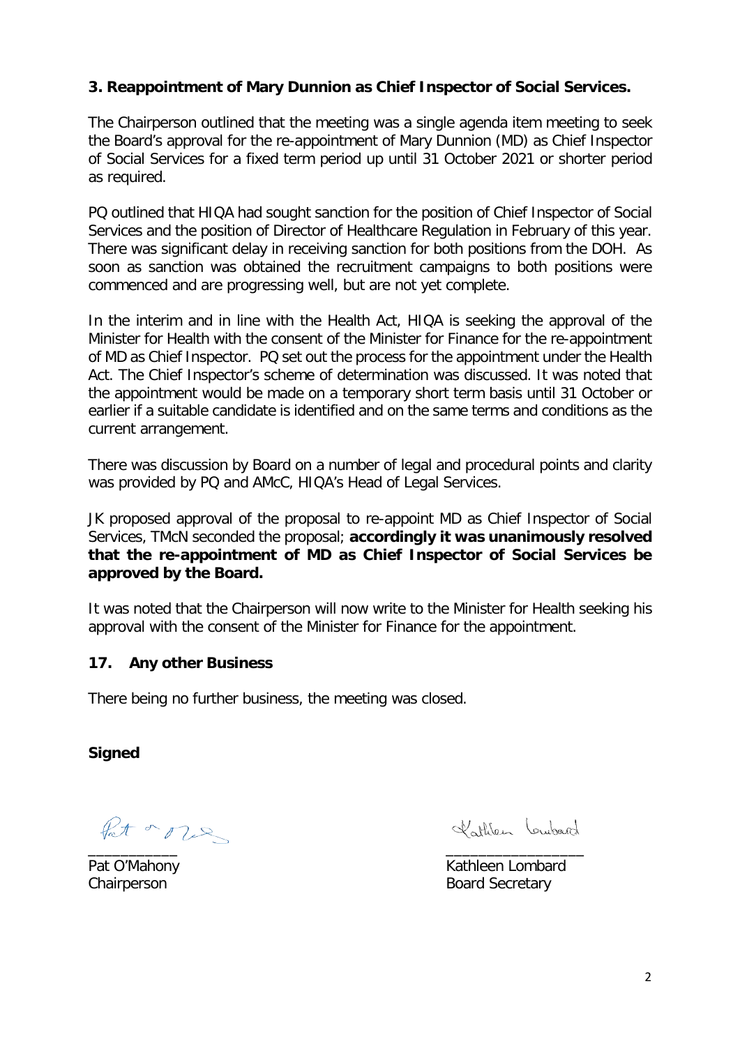### 3. Reappointment of Mary Dunnion as Chief Inspector of Social Services.

The Chairperson outlined that the meeting was a single agenda item meeting to seek the Board's approval for the re-appointment of Mary Dunnion (MD) as Chief Inspector of Social Services for a fixed term period up until 31 October 2021 or shorter period as required.

PQ outlined that HIQA had sought sanction for the position of Chief Inspector of Social Services and the position of Director of Healthcare Regulation in February of this year. There was significant delay in receiving sanction for both positions from the DOH. As soon as sanction was obtained the recruitment campaigns to both positions were commenced and are progressing well, but are not yet complete.

In the interim and in line with the Health Act, HIQA is seeking the approval of the Minister for Health with the consent of the Minister for Finance for the re-appointment of MD as Chief Inspector. PQ set out the process for the appointment under the Health Act. The Chief Inspector's scheme of determination was discussed. It was noted that the appointment would be made on a temporary short term basis until 31 October or earlier if a suitable candidate is identified and on the same terms and conditions as the current arrangement.

There was discussion by Board on a number of legal and procedural points and clarity was provided by PQ and AMcC, HIQA's Head of Legal Services.

JK proposed approval of the proposal to re-appoint MD as Chief Inspector of Social Services, TMcN seconded the proposal; **accordingly it was unanimously resolved that the re-appointment of MD as Chief Inspector of Social Services be approved by the Board.**

It was noted that the Chairperson will now write to the Minister for Health seeking his approval with the consent of the Minister for Finance for the appointment.

### 17. Any other Business

There being no further business, the meeting was closed.

**Signed**

Pat O'Mahony
Chairperson

Kathleen Lombard
Board Secretary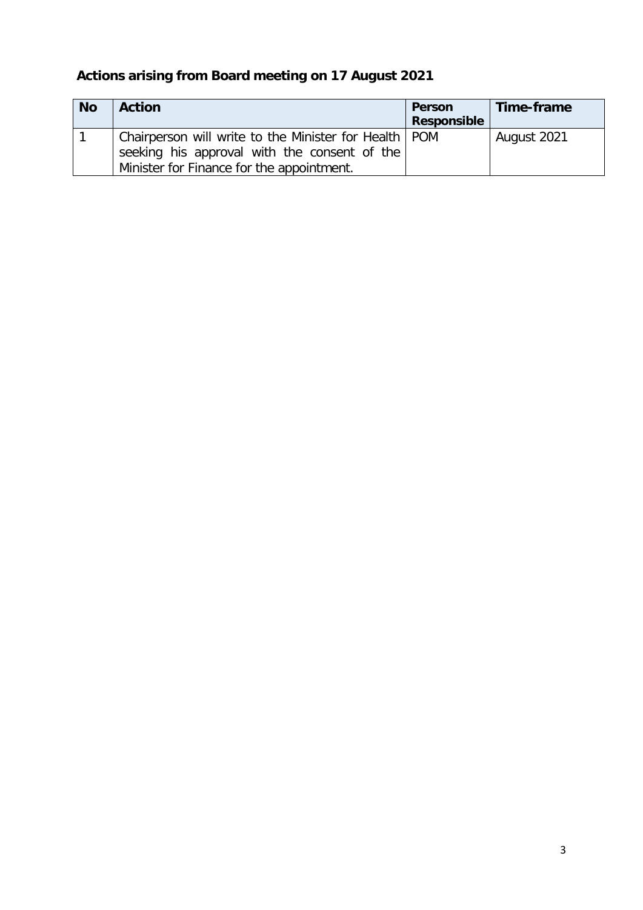**Actions arising from Board meeting on 17 August 2021**

| No | Action | Person Responsible | Time-frame |
| --- | --- | --- | --- |
| 1 | Chairperson will write to the Minister for Health seeking his approval with the consent of the Minister for Finance for the appointment. | POM | August 2021 |